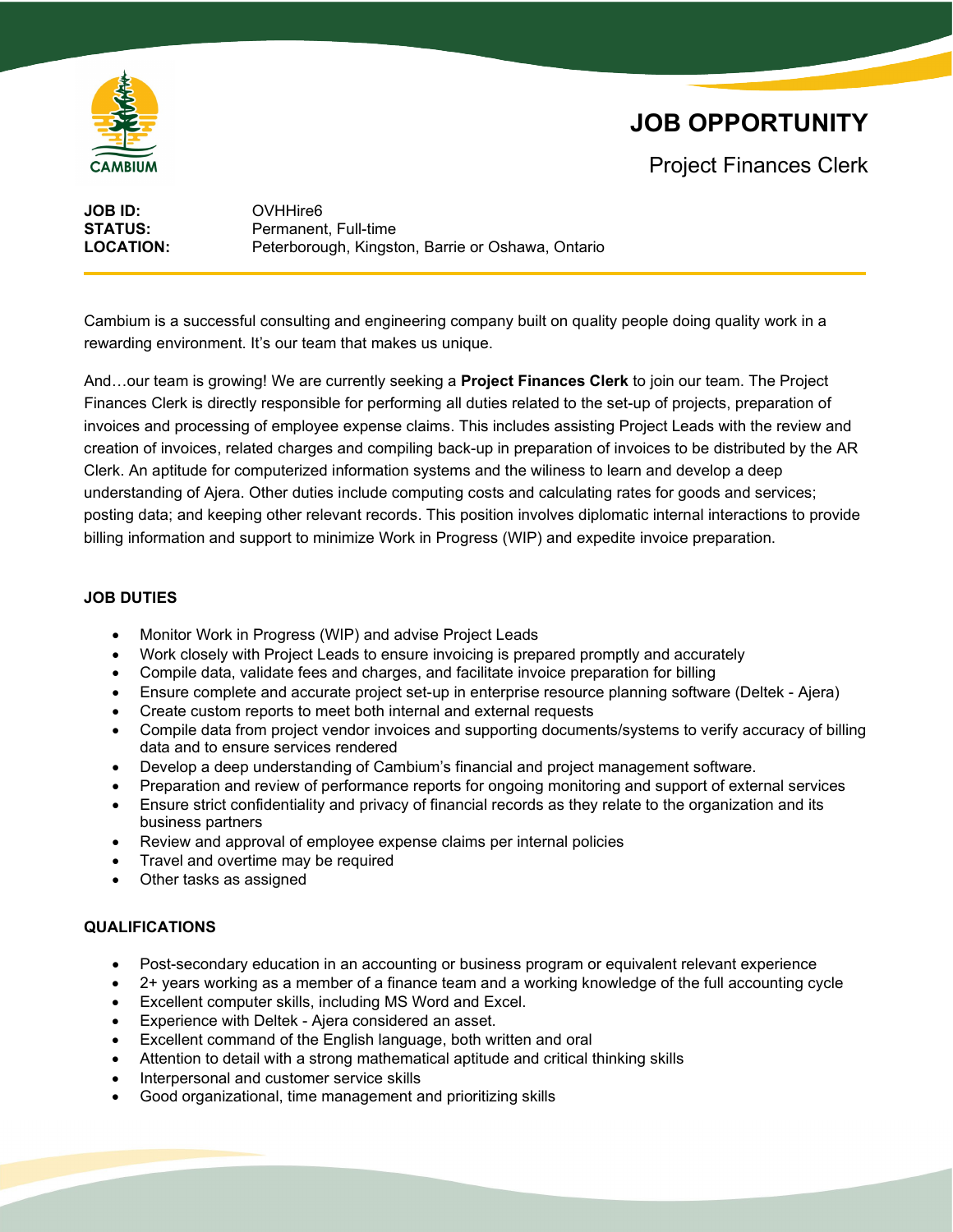# JOB OPPORTUNITY

## Project Finances Clerk

**JOB ID:** OVHHire6
**STATUS:** Permanent, Full-time
**LOCATION:** Peterborough, Kingston, Barrie or Oshawa, Ontario

Cambium is a successful consulting and engineering company built on quality people doing quality work in a rewarding environment. It's our team that makes us unique.

And…our team is growing! We are currently seeking a **Project Finances Clerk** to join our team. The Project Finances Clerk is directly responsible for performing all duties related to the set-up of projects, preparation of invoices and processing of employee expense claims. This includes assisting Project Leads with the review and creation of invoices, related charges and compiling back-up in preparation of invoices to be distributed by the AR Clerk. An aptitude for computerized information systems and the wiliness to learn and develop a deep understanding of Ajera. Other duties include computing costs and calculating rates for goods and services; posting data; and keeping other relevant records. This position involves diplomatic internal interactions to provide billing information and support to minimize Work in Progress (WIP) and expedite invoice preparation.

### JOB DUTIES

- Monitor Work in Progress (WIP) and advise Project Leads
- Work closely with Project Leads to ensure invoicing is prepared promptly and accurately
- Compile data, validate fees and charges, and facilitate invoice preparation for billing
- Ensure complete and accurate project set-up in enterprise resource planning software (Deltek - Ajera)
- Create custom reports to meet both internal and external requests
- Compile data from project vendor invoices and supporting documents/systems to verify accuracy of billing data and to ensure services rendered
- Develop a deep understanding of Cambium's financial and project management software.
- Preparation and review of performance reports for ongoing monitoring and support of external services
- Ensure strict confidentiality and privacy of financial records as they relate to the organization and its business partners
- Review and approval of employee expense claims per internal policies
- Travel and overtime may be required
- Other tasks as assigned

### QUALIFICATIONS

- Post-secondary education in an accounting or business program or equivalent relevant experience
- 2+ years working as a member of a finance team and a working knowledge of the full accounting cycle
- Excellent computer skills, including MS Word and Excel.
- Experience with Deltek - Ajera considered an asset.
- Excellent command of the English language, both written and oral
- Attention to detail with a strong mathematical aptitude and critical thinking skills
- Interpersonal and customer service skills
- Good organizational, time management and prioritizing skills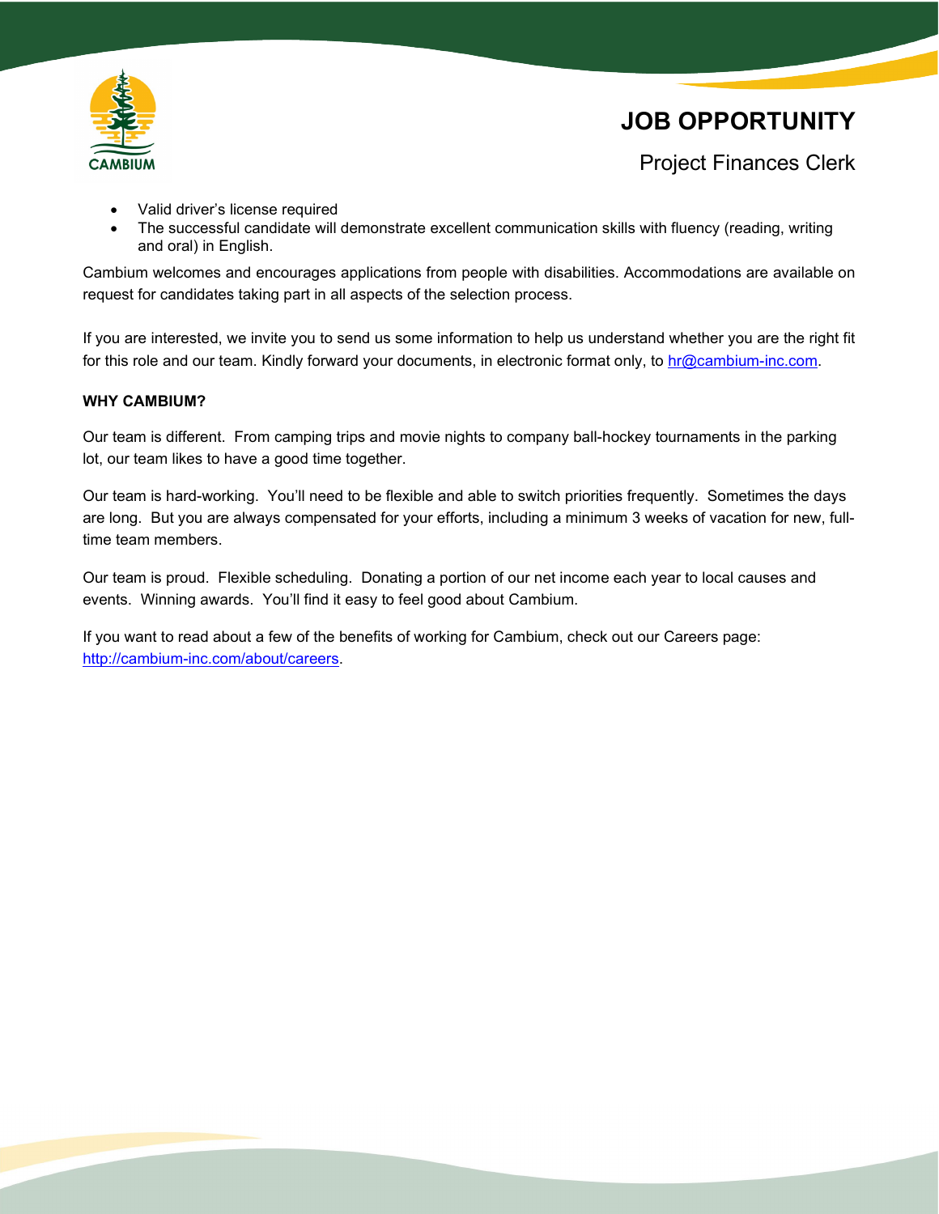# JOB OPPORTUNITY

## Project Finances Clerk

- Valid driver's license required
- The successful candidate will demonstrate excellent communication skills with fluency (reading, writing and oral) in English.

Cambium welcomes and encourages applications from people with disabilities. Accommodations are available on request for candidates taking part in all aspects of the selection process.

If you are interested, we invite you to send us some information to help us understand whether you are the right fit for this role and our team. Kindly forward your documents, in electronic format only, to hr@cambium-inc.com.

**WHY CAMBIUM?**

Our team is different. From camping trips and movie nights to company ball-hockey tournaments in the parking lot, our team likes to have a good time together.

Our team is hard-working. You'll need to be flexible and able to switch priorities frequently. Sometimes the days are long. But you are always compensated for your efforts, including a minimum 3 weeks of vacation for new, full-time team members.

Our team is proud. Flexible scheduling. Donating a portion of our net income each year to local causes and events. Winning awards. You'll find it easy to feel good about Cambium.

If you want to read about a few of the benefits of working for Cambium, check out our Careers page: http://cambium-inc.com/about/careers.